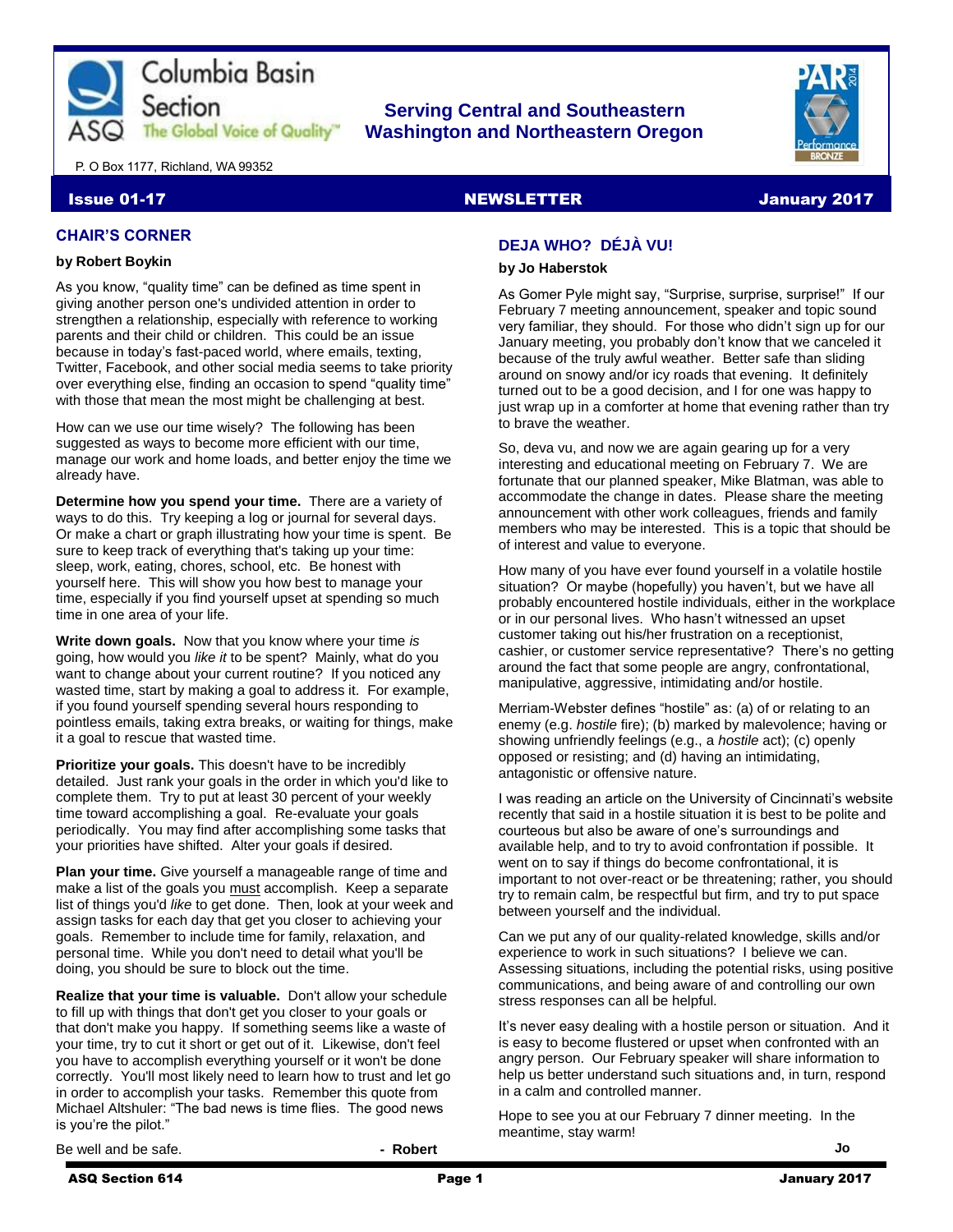Columbia Basin Section

ASQ The Global Voice of Quality™

**Serving Central and Southeastern Washington and Northeastern Oregon**

P. O Box 1177, Richland, WA 99352

**Issue 01-17** **NEWSLETTER** **January 2017**

## CHAIR'S CORNER

**by Robert Boykin**

As you know, "quality time" can be defined as time spent in giving another person one's undivided attention in order to strengthen a relationship, especially with reference to working parents and their child or children. This could be an issue because in today's fast-paced world, where emails, texting, Twitter, Facebook, and other social media seems to take priority over everything else, finding an occasion to spend "quality time" with those that mean the most might be challenging at best.

How can we use our time wisely? The following has been suggested as ways to become more efficient with our time, manage our work and home loads, and better enjoy the time we already have.

**Determine how you spend your time.** There are a variety of ways to do this. Try keeping a log or journal for several days. Or make a chart or graph illustrating how your time is spent. Be sure to keep track of everything that's taking up your time: sleep, work, eating, chores, school, etc. Be honest with yourself here. This will show you how best to manage your time, especially if you find yourself upset at spending so much time in one area of your life.

**Write down goals.** Now that you know where your time *is* going, how would you *like it* to be spent? Mainly, what do you want to change about your current routine? If you noticed any wasted time, start by making a goal to address it. For example, if you found yourself spending several hours responding to pointless emails, taking extra breaks, or waiting for things, make it a goal to rescue that wasted time.

**Prioritize your goals.** This doesn't have to be incredibly detailed. Just rank your goals in the order in which you'd like to complete them. Try to put at least 30 percent of your weekly time toward accomplishing a goal. Re-evaluate your goals periodically. You may find after accomplishing some tasks that your priorities have shifted. Alter your goals if desired.

**Plan your time.** Give yourself a manageable range of time and make a list of the goals you must accomplish. Keep a separate list of things you'd *like* to get done. Then, look at your week and assign tasks for each day that get you closer to achieving your goals. Remember to include time for family, relaxation, and personal time. While you don't need to detail what you'll be doing, you should be sure to block out the time.

**Realize that your time is valuable.** Don't allow your schedule to fill up with things that don't get you closer to your goals or that don't make you happy. If something seems like a waste of your time, try to cut it short or get out of it. Likewise, don't feel you have to accomplish everything yourself or it won't be done correctly. You'll most likely need to learn how to trust and let go in order to accomplish your tasks. Remember this quote from Michael Altshuler: "The bad news is time flies. The good news is you're the pilot."

Be well and be safe.

**- Robert**

## DEJA WHO? DÉJÀ VU!

**by Jo Haberstok**

As Gomer Pyle might say, "Surprise, surprise, surprise!" If our February 7 meeting announcement, speaker and topic sound very familiar, they should. For those who didn't sign up for our January meeting, you probably don't know that we canceled it because of the truly awful weather. Better safe than sliding around on snowy and/or icy roads that evening. It definitely turned out to be a good decision, and I for one was happy to just wrap up in a comforter at home that evening rather than try to brave the weather.

So, deva vu, and now we are again gearing up for a very interesting and educational meeting on February 7. We are fortunate that our planned speaker, Mike Blatman, was able to accommodate the change in dates. Please share the meeting announcement with other work colleagues, friends and family members who may be interested. This is a topic that should be of interest and value to everyone.

How many of you have ever found yourself in a volatile hostile situation? Or maybe (hopefully) you haven't, but we have all probably encountered hostile individuals, either in the workplace or in our personal lives. Who hasn't witnessed an upset customer taking out his/her frustration on a receptionist, cashier, or customer service representative? There's no getting around the fact that some people are angry, confrontational, manipulative, aggressive, intimidating and/or hostile.

Merriam-Webster defines "hostile" as: (a) of or relating to an enemy (e.g. *hostile* fire); (b) marked by malevolence; having or showing unfriendly feelings (e.g., a *hostile* act); (c) openly opposed or resisting; and (d) having an intimidating, antagonistic or offensive nature.

I was reading an article on the University of Cincinnati's website recently that said in a hostile situation it is best to be polite and courteous but also be aware of one's surroundings and available help, and to try to avoid confrontation if possible. It went on to say if things do become confrontational, it is important to not over-react or be threatening; rather, you should try to remain calm, be respectful but firm, and try to put space between yourself and the individual.

Can we put any of our quality-related knowledge, skills and/or experience to work in such situations? I believe we can. Assessing situations, including the potential risks, using positive communications, and being aware of and controlling our own stress responses can all be helpful.

It's never easy dealing with a hostile person or situation. And it is easy to become flustered or upset when confronted with an angry person. Our February speaker will share information to help us better understand such situations and, in turn, respond in a calm and controlled manner.

Hope to see you at our February 7 dinner meeting. In the meantime, stay warm!

**Jo**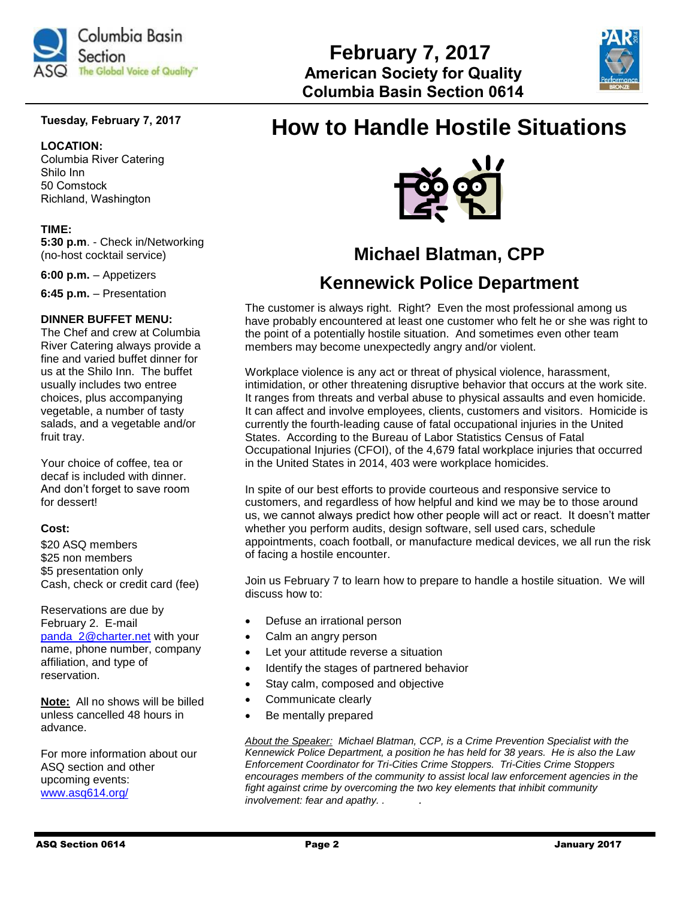February 7, 2017
American Society for Quality
Columbia Basin Section 0614

**Tuesday, February 7, 2017**

**LOCATION:**
Columbia River Catering
Shilo Inn
50 Comstock
Richland, Washington

**TIME:**
**5:30 p.m**. - Check in/Networking (no-host cocktail service)

**6:00 p.m.** – Appetizers

**6:45 p.m.** – Presentation

**DINNER BUFFET MENU:**
The Chef and crew at Columbia River Catering always provide a fine and varied buffet dinner for us at the Shilo Inn. The buffet usually includes two entree choices, plus accompanying vegetable, a number of tasty salads, and a vegetable and/or fruit tray.

Your choice of coffee, tea or decaf is included with dinner. And don't forget to save room for dessert!

**Cost:**
$20 ASQ members
$25 non members
$5 presentation only
Cash, check or credit card (fee)

Reservations are due by February 2. E-mail panda_2@charter.net with your name, phone number, company affiliation, and type of reservation.

**Note:** All no shows will be billed unless cancelled 48 hours in advance.

For more information about our ASQ section and other upcoming events: www.asq614.org/

# How to Handle Hostile Situations

## Michael Blatman, CPP

## Kennewick Police Department

The customer is always right. Right? Even the most professional among us have probably encountered at least one customer who felt he or she was right to the point of a potentially hostile situation. And sometimes even other team members may become unexpectedly angry and/or violent.

Workplace violence is any act or threat of physical violence, harassment, intimidation, or other threatening disruptive behavior that occurs at the work site. It ranges from threats and verbal abuse to physical assaults and even homicide. It can affect and involve employees, clients, customers and visitors. Homicide is currently the fourth-leading cause of fatal occupational injuries in the United States. According to the Bureau of Labor Statistics Census of Fatal Occupational Injuries (CFOI), of the 4,679 fatal workplace injuries that occurred in the United States in 2014, 403 were workplace homicides.

In spite of our best efforts to provide courteous and responsive service to customers, and regardless of how helpful and kind we may be to those around us, we cannot always predict how other people will act or react. It doesn't matter whether you perform audits, design software, sell used cars, schedule appointments, coach football, or manufacture medical devices, we all run the risk of facing a hostile encounter.

Join us February 7 to learn how to prepare to handle a hostile situation. We will discuss how to:

- Defuse an irrational person
- Calm an angry person
- Let your attitude reverse a situation
- Identify the stages of partnered behavior
- Stay calm, composed and objective
- Communicate clearly
- Be mentally prepared

*About the Speaker: Michael Blatman, CCP, is a Crime Prevention Specialist with the Kennewick Police Department, a position he has held for 38 years. He is also the Law Enforcement Coordinator for Tri-Cities Crime Stoppers. Tri-Cities Crime Stoppers encourages members of the community to assist local law enforcement agencies in the fight against crime by overcoming the two key elements that inhibit community involvement: fear and apathy. .*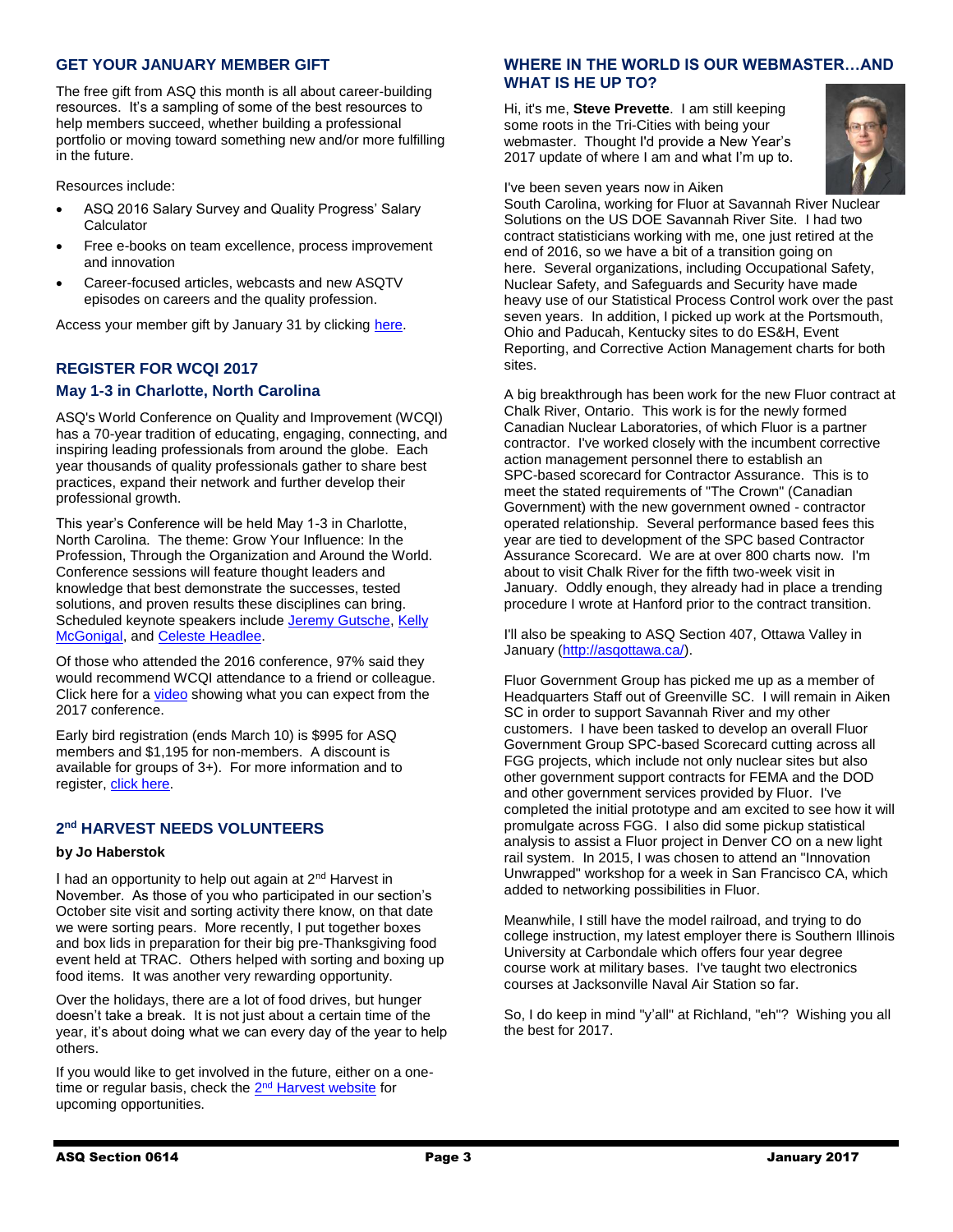## GET YOUR JANUARY MEMBER GIFT

The free gift from ASQ this month is all about career-building resources. It's a sampling of some of the best resources to help members succeed, whether building a professional portfolio or moving toward something new and/or more fulfilling in the future.

Resources include:

- ASQ 2016 Salary Survey and Quality Progress' Salary Calculator
- Free e-books on team excellence, process improvement and innovation
- Career-focused articles, webcasts and new ASQTV episodes on careers and the quality profession.

Access your member gift by January 31 by clicking here.

## REGISTER FOR WCQI 2017

### May 1-3 in Charlotte, North Carolina

ASQ's World Conference on Quality and Improvement (WCQI) has a 70-year tradition of educating, engaging, connecting, and inspiring leading professionals from around the globe. Each year thousands of quality professionals gather to share best practices, expand their network and further develop their professional growth.

This year's Conference will be held May 1-3 in Charlotte, North Carolina. The theme: Grow Your Influence: In the Profession, Through the Organization and Around the World. Conference sessions will feature thought leaders and knowledge that best demonstrate the successes, tested solutions, and proven results these disciplines can bring. Scheduled keynote speakers include Jeremy Gutsche, Kelly McGonigal, and Celeste Headlee.

Of those who attended the 2016 conference, 97% said they would recommend WCQI attendance to a friend or colleague. Click here for a video showing what you can expect from the 2017 conference.

Early bird registration (ends March 10) is $995 for ASQ members and $1,195 for non-members. A discount is available for groups of 3+). For more information and to register, click here.

## 2nd HARVEST NEEDS VOLUNTEERS

**by Jo Haberstok**

I had an opportunity to help out again at 2nd Harvest in November. As those of you who participated in our section's October site visit and sorting activity there know, on that date we were sorting pears. More recently, I put together boxes and box lids in preparation for their big pre-Thanksgiving food event held at TRAC. Others helped with sorting and boxing up food items. It was another very rewarding opportunity.

Over the holidays, there are a lot of food drives, but hunger doesn't take a break. It is not just about a certain time of the year, it's about doing what we can every day of the year to help others.

If you would like to get involved in the future, either on a one-time or regular basis, check the 2nd Harvest website for upcoming opportunities.

## WHERE IN THE WORLD IS OUR WEBMASTER…AND WHAT IS HE UP TO?

Hi, it's me, **Steve Prevette**. I am still keeping some roots in the Tri-Cities with being your webmaster. Thought I'd provide a New Year's 2017 update of where I am and what I'm up to.

I've been seven years now in Aiken South Carolina, working for Fluor at Savannah River Nuclear Solutions on the US DOE Savannah River Site. I had two contract statisticians working with me, one just retired at the end of 2016, so we have a bit of a transition going on here. Several organizations, including Occupational Safety, Nuclear Safety, and Safeguards and Security have made heavy use of our Statistical Process Control work over the past seven years. In addition, I picked up work at the Portsmouth, Ohio and Paducah, Kentucky sites to do ES&H, Event Reporting, and Corrective Action Management charts for both sites.

A big breakthrough has been work for the new Fluor contract at Chalk River, Ontario. This work is for the newly formed Canadian Nuclear Laboratories, of which Fluor is a partner contractor. I've worked closely with the incumbent corrective action management personnel there to establish an SPC-based scorecard for Contractor Assurance. This is to meet the stated requirements of "The Crown" (Canadian Government) with the new government owned - contractor operated relationship. Several performance based fees this year are tied to development of the SPC based Contractor Assurance Scorecard. We are at over 800 charts now. I'm about to visit Chalk River for the fifth two-week visit in January. Oddly enough, they already had in place a trending procedure I wrote at Hanford prior to the contract transition.

I'll also be speaking to ASQ Section 407, Ottawa Valley in January (http://asqottawa.ca/).

Fluor Government Group has picked me up as a member of Headquarters Staff out of Greenville SC. I will remain in Aiken SC in order to support Savannah River and my other customers. I have been tasked to develop an overall Fluor Government Group SPC-based Scorecard cutting across all FGG projects, which include not only nuclear sites but also other government support contracts for FEMA and the DOD and other government services provided by Fluor. I've completed the initial prototype and am excited to see how it will promulgate across FGG. I also did some pickup statistical analysis to assist a Fluor project in Denver CO on a new light rail system. In 2015, I was chosen to attend an "Innovation Unwrapped" workshop for a week in San Francisco CA, which added to networking possibilities in Fluor.

Meanwhile, I still have the model railroad, and trying to do college instruction, my latest employer there is Southern Illinois University at Carbondale which offers four year degree course work at military bases. I've taught two electronics courses at Jacksonville Naval Air Station so far.

So, I do keep in mind "y'all" at Richland, "eh"? Wishing you all the best for 2017.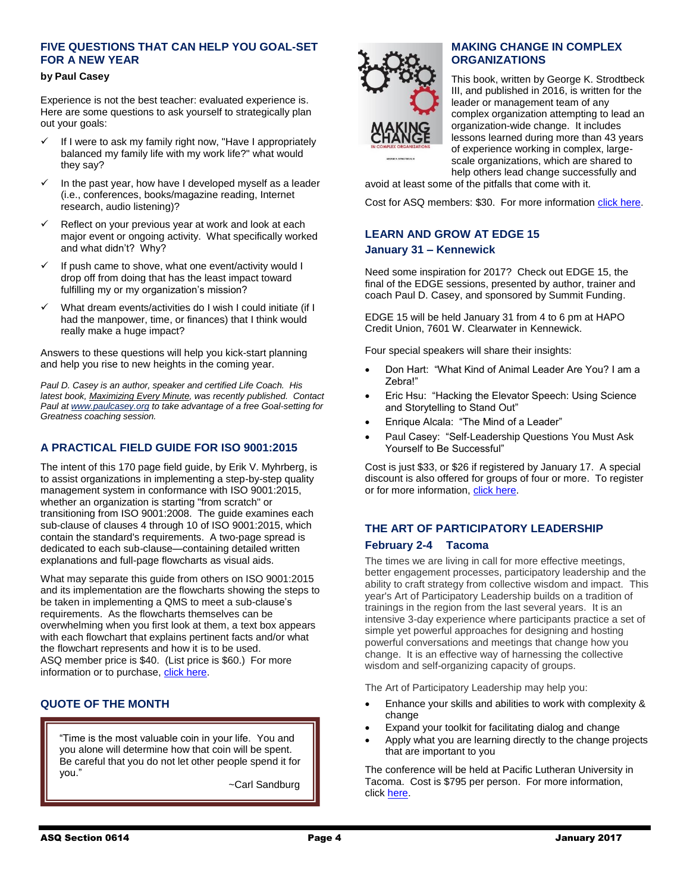## FIVE QUESTIONS THAT CAN HELP YOU GOAL-SET FOR A NEW YEAR

**by Paul Casey**

Experience is not the best teacher: evaluated experience is. Here are some questions to ask yourself to strategically plan out your goals:

- ✓ If I were to ask my family right now, "Have I appropriately balanced my family life with my work life?" what would they say?
- ✓ In the past year, how have I developed myself as a leader (i.e., conferences, books/magazine reading, Internet research, audio listening)?
- ✓ Reflect on your previous year at work and look at each major event or ongoing activity. What specifically worked and what didn't? Why?
- ✓ If push came to shove, what one event/activity would I drop off from doing that has the least impact toward fulfilling my or my organization's mission?
- ✓ What dream events/activities do I wish I could initiate (if I had the manpower, time, or finances) that I think would really make a huge impact?

Answers to these questions will help you kick-start planning and help you rise to new heights in the coming year.

*Paul D. Casey is an author, speaker and certified Life Coach. His latest book, Maximizing Every Minute, was recently published. Contact Paul at www.paulcasey.org to take advantage of a free Goal-setting for Greatness coaching session.*

## A PRACTICAL FIELD GUIDE FOR ISO 9001:2015

The intent of this 170 page field guide, by Erik V. Myhrberg, is to assist organizations in implementing a step-by-step quality management system in conformance with ISO 9001:2015, whether an organization is starting "from scratch" or transitioning from ISO 9001:2008. The guide examines each sub-clause of clauses 4 through 10 of ISO 9001:2015, which contain the standard's requirements. A two-page spread is dedicated to each sub-clause—containing detailed written explanations and full-page flowcharts as visual aids.

What may separate this guide from others on ISO 9001:2015 and its implementation are the flowcharts showing the steps to be taken in implementing a QMS to meet a sub-clause's requirements. As the flowcharts themselves can be overwhelming when you first look at them, a text box appears with each flowchart that explains pertinent facts and/or what the flowchart represents and how it is to be used.
ASQ member price is $40. (List price is $60.) For more information or to purchase, click here.

## QUOTE OF THE MONTH

> "Time is the most valuable coin in your life. You and you alone will determine how that coin will be spent. Be careful that you do not let other people spend it for you."
>
> ~Carl Sandburg

## MAKING CHANGE IN COMPLEX ORGANIZATIONS

This book, written by George K. Strodtbeck III, and published in 2016, is written for the leader or management team of any complex organization attempting to lead an organization-wide change. It includes lessons learned during more than 43 years of experience working in complex, large-scale organizations, which are shared to help others lead change successfully and avoid at least some of the pitfalls that come with it.

Cost for ASQ members: $30. For more information click here.

## LEARN AND GROW AT EDGE 15

### January 31 – Kennewick

Need some inspiration for 2017? Check out EDGE 15, the final of the EDGE sessions, presented by author, trainer and coach Paul D. Casey, and sponsored by Summit Funding.

EDGE 15 will be held January 31 from 4 to 6 pm at HAPO Credit Union, 7601 W. Clearwater in Kennewick.

Four special speakers will share their insights:

- Don Hart: "What Kind of Animal Leader Are You? I am a Zebra!"
- Eric Hsu: "Hacking the Elevator Speech: Using Science and Storytelling to Stand Out"
- Enrique Alcala: "The Mind of a Leader"
- Paul Casey: "Self-Leadership Questions You Must Ask Yourself to Be Successful"

Cost is just $33, or $26 if registered by January 17. A special discount is also offered for groups of four or more. To register or for more information, click here.

## THE ART OF PARTICIPATORY LEADERSHIP

### February 2-4 Tacoma

The times we are living in call for more effective meetings, better engagement processes, participatory leadership and the ability to craft strategy from collective wisdom and impact. This year's Art of Participatory Leadership builds on a tradition of trainings in the region from the last several years. It is an intensive 3-day experience where participants practice a set of simple yet powerful approaches for designing and hosting powerful conversations and meetings that change how you change. It is an effective way of harnessing the collective wisdom and self-organizing capacity of groups.

The Art of Participatory Leadership may help you:

- Enhance your skills and abilities to work with complexity & change
- Expand your toolkit for facilitating dialog and change
- Apply what you are learning directly to the change projects that are important to you

The conference will be held at Pacific Lutheran University in Tacoma. Cost is $795 per person. For more information, click here.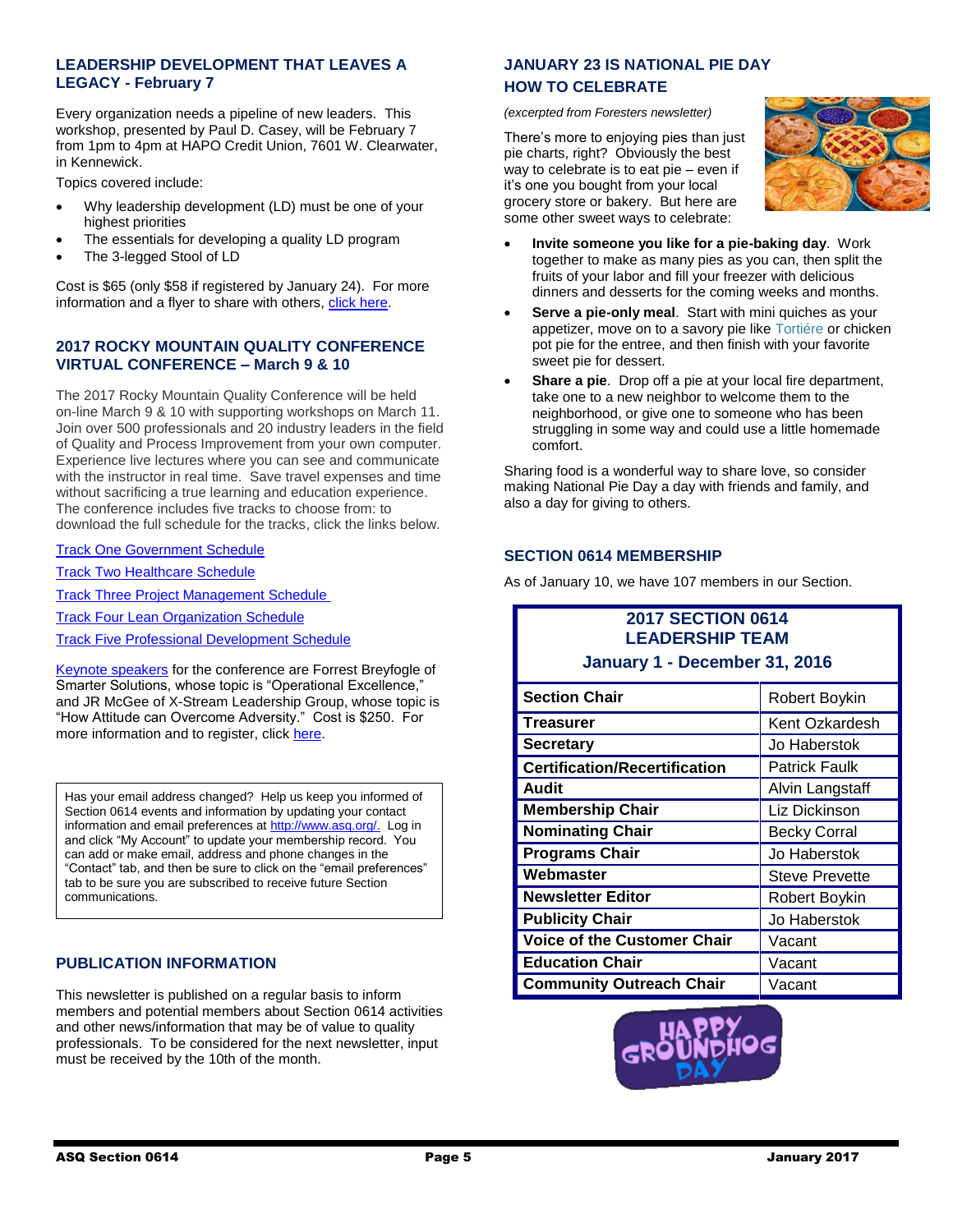## LEADERSHIP DEVELOPMENT THAT LEAVES A LEGACY - February 7

Every organization needs a pipeline of new leaders. This workshop, presented by Paul D. Casey, will be February 7 from 1pm to 4pm at HAPO Credit Union, 7601 W. Clearwater, in Kennewick.

Topics covered include:

- Why leadership development (LD) must be one of your highest priorities
- The essentials for developing a quality LD program
- The 3-legged Stool of LD

Cost is $65 (only $58 if registered by January 24). For more information and a flyer to share with others, click here.

## 2017 ROCKY MOUNTAIN QUALITY CONFERENCE VIRTUAL CONFERENCE – March 9 & 10

The 2017 Rocky Mountain Quality Conference will be held on-line March 9 & 10 with supporting workshops on March 11. Join over 500 professionals and 20 industry leaders in the field of Quality and Process Improvement from your own computer. Experience live lectures where you can see and communicate with the instructor in real time. Save travel expenses and time without sacrificing a true learning and education experience. The conference includes five tracks to choose from: to download the full schedule for the tracks, click the links below.

Track One Government Schedule

Track Two Healthcare Schedule

Track Three Project Management Schedule

Track Four Lean Organization Schedule

Track Five Professional Development Schedule

Keynote speakers for the conference are Forrest Breyfogle of Smarter Solutions, whose topic is "Operational Excellence," and JR McGee of X-Stream Leadership Group, whose topic is "How Attitude can Overcome Adversity." Cost is $250. For more information and to register, click here.

Has your email address changed? Help us keep you informed of Section 0614 events and information by updating your contact information and email preferences at http://www.asq.org/. Log in and click "My Account" to update your membership record. You can add or make email, address and phone changes in the "Contact" tab, and then be sure to click on the "email preferences" tab to be sure you are subscribed to receive future Section communications.

## PUBLICATION INFORMATION

This newsletter is published on a regular basis to inform members and potential members about Section 0614 activities and other news/information that may be of value to quality professionals. To be considered for the next newsletter, input must be received by the 10th of the month.

## JANUARY 23 IS NATIONAL PIE DAY HOW TO CELEBRATE

*(excerpted from Foresters newsletter)*

There's more to enjoying pies than just pie charts, right? Obviously the best way to celebrate is to eat pie – even if it's one you bought from your local grocery store or bakery. But here are some other sweet ways to celebrate:

- **Invite someone you like for a pie-baking day**. Work together to make as many pies as you can, then split the fruits of your labor and fill your freezer with delicious dinners and desserts for the coming weeks and months.
- **Serve a pie-only meal**. Start with mini quiches as your appetizer, move on to a savory pie like Tortiére or chicken pot pie for the entree, and then finish with your favorite sweet pie for dessert.
- **Share a pie**. Drop off a pie at your local fire department, take one to a new neighbor to welcome them to the neighborhood, or give one to someone who has been struggling in some way and could use a little homemade comfort.

Sharing food is a wonderful way to share love, so consider making National Pie Day a day with friends and family, and also a day for giving to others.

## SECTION 0614 MEMBERSHIP

As of January 10, we have 107 members in our Section.

**2017 SECTION 0614 LEADERSHIP TEAM**
**January 1 - December 31, 2016**

| | |
|---|---|
| **Section Chair** | Robert Boykin |
| **Treasurer** | Kent Ozkardesh |
| **Secretary** | Jo Haberstok |
| **Certification/Recertification** | Patrick Faulk |
| **Audit** | Alvin Langstaff |
| **Membership Chair** | Liz Dickinson |
| **Nominating Chair** | Becky Corral |
| **Programs Chair** | Jo Haberstok |
| **Webmaster** | Steve Prevette |
| **Newsletter Editor** | Robert Boykin |
| **Publicity Chair** | Jo Haberstok |
| **Voice of the Customer Chair** | Vacant |
| **Education Chair** | Vacant |
| **Community Outreach Chair** | Vacant |

HAPPY GROUNDHOG DAY